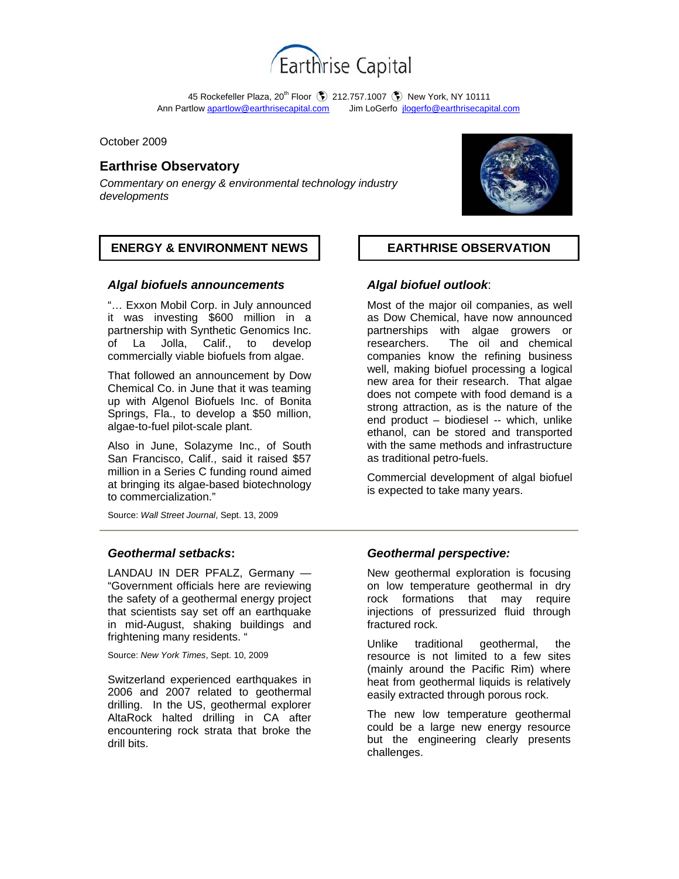# Earthrise Capital

45 Rockefeller Plaza, 20th Floor 212.757.1007 New York, NY 10111
Ann Partlow apartlow@earthrisecapital.com Jim LoGerfo jlogerfo@earthrisecapital.com

October 2009

## Earthrise Observatory

*Commentary on energy & environmental technology industry developments*

## ENERGY & ENVIRONMENT NEWS

### *Algal biofuels announcements*

"… Exxon Mobil Corp. in July announced it was investing $600 million in a partnership with Synthetic Genomics Inc. of La Jolla, Calif., to develop commercially viable biofuels from algae.

That followed an announcement by Dow Chemical Co. in June that it was teaming up with Algenol Biofuels Inc. of Bonita Springs, Fla., to develop a $50 million, algae-to-fuel pilot-scale plant.

Also in June, Solazyme Inc., of South San Francisco, Calif., said it raised $57 million in a Series C funding round aimed at bringing its algae-based biotechnology to commercialization."

Source: *Wall Street Journal*, Sept. 13, 2009

## EARTHRISE OBSERVATION

### *Algal biofuel outlook*:

Most of the major oil companies, as well as Dow Chemical, have now announced partnerships with algae growers or researchers. The oil and chemical companies know the refining business well, making biofuel processing a logical new area for their research. That algae does not compete with food demand is a strong attraction, as is the nature of the end product – biodiesel -- which, unlike ethanol, can be stored and transported with the same methods and infrastructure as traditional petro-fuels.

Commercial development of algal biofuel is expected to take many years.

---

### *Geothermal setbacks*:

LANDAU IN DER PFALZ, Germany — "Government officials here are reviewing the safety of a geothermal energy project that scientists say set off an earthquake in mid-August, shaking buildings and frightening many residents. "

Source: *New York Times*, Sept. 10, 2009

Switzerland experienced earthquakes in 2006 and 2007 related to geothermal drilling. In the US, geothermal explorer AltaRock halted drilling in CA after encountering rock strata that broke the drill bits.

### *Geothermal perspective:*

New geothermal exploration is focusing on low temperature geothermal in dry rock formations that may require injections of pressurized fluid through fractured rock.

Unlike traditional geothermal, the resource is not limited to a few sites (mainly around the Pacific Rim) where heat from geothermal liquids is relatively easily extracted through porous rock.

The new low temperature geothermal could be a large new energy resource but the engineering clearly presents challenges.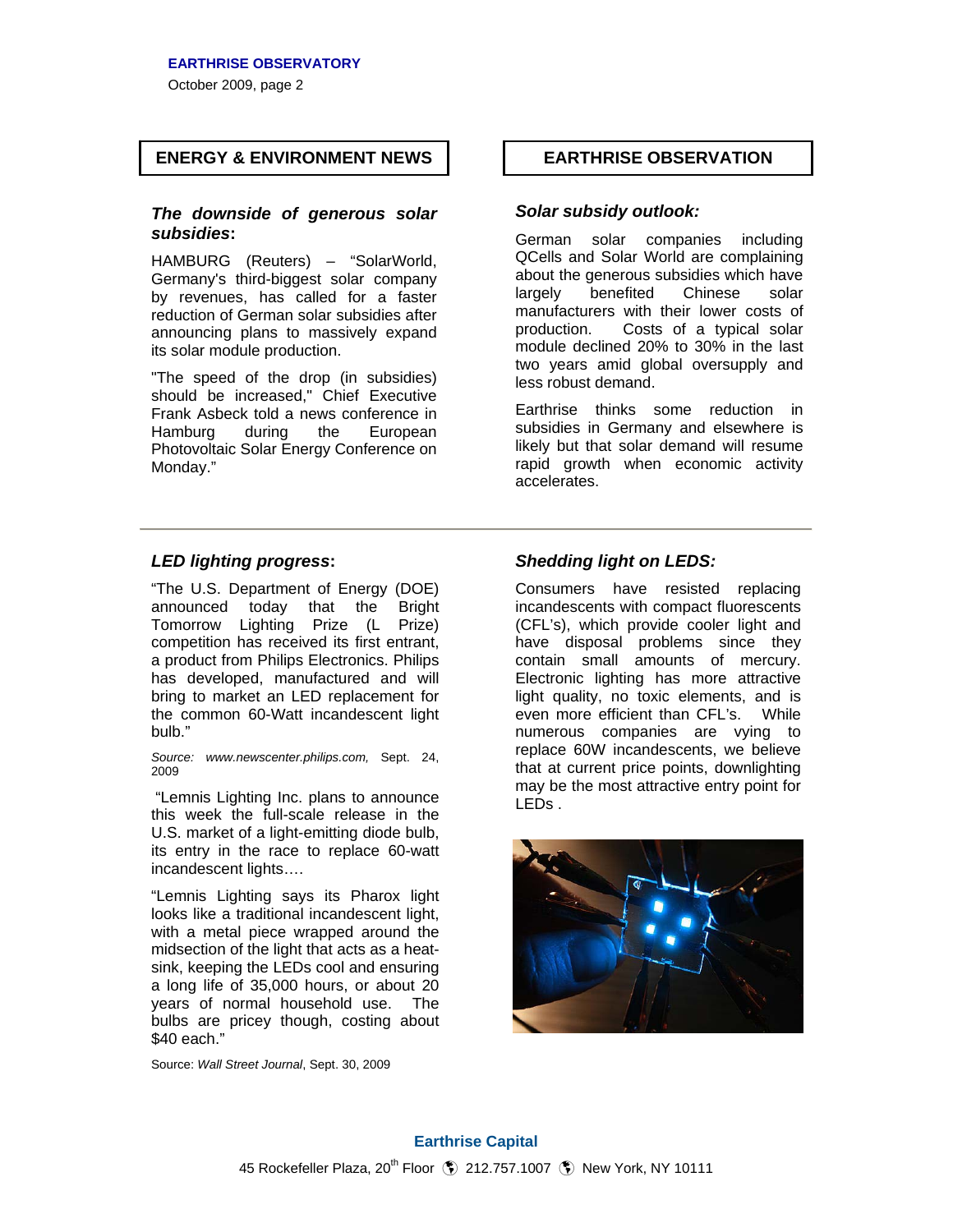## ENERGY & ENVIRONMENT NEWS

### *The downside of generous solar subsidies*:

HAMBURG (Reuters) – "SolarWorld, Germany's third-biggest solar company by revenues, has called for a faster reduction of German solar subsidies after announcing plans to massively expand its solar module production.

"The speed of the drop (in subsidies) should be increased," Chief Executive Frank Asbeck told a news conference in Hamburg during the European Photovoltaic Solar Energy Conference on Monday."

## EARTHRISE OBSERVATION

### *Solar subsidy outlook:*

German solar companies including QCells and Solar World are complaining about the generous subsidies which have largely benefited Chinese solar manufacturers with their lower costs of production. Costs of a typical solar module declined 20% to 30% in the last two years amid global oversupply and less robust demand.

Earthrise thinks some reduction in subsidies in Germany and elsewhere is likely but that solar demand will resume rapid growth when economic activity accelerates.

---

### *LED lighting progress*:

"The U.S. Department of Energy (DOE) announced today that the Bright Tomorrow Lighting Prize (L Prize) competition has received its first entrant, a product from Philips Electronics. Philips has developed, manufactured and will bring to market an LED replacement for the common 60-Watt incandescent light bulb."

*Source: www.newscenter.philips.com,* Sept. 24, 2009

"Lemnis Lighting Inc. plans to announce this week the full-scale release in the U.S. market of a light-emitting diode bulb, its entry in the race to replace 60-watt incandescent lights….

"Lemnis Lighting says its Pharox light looks like a traditional incandescent light, with a metal piece wrapped around the midsection of the light that acts as a heat-sink, keeping the LEDs cool and ensuring a long life of 35,000 hours, or about 20 years of normal household use. The bulbs are pricey though, costing about $40 each."

Source: *Wall Street Journal*, Sept. 30, 2009

### *Shedding light on LEDS:*

Consumers have resisted replacing incandescents with compact fluorescents (CFL's), which provide cooler light and have disposal problems since they contain small amounts of mercury. Electronic lighting has more attractive light quality, no toxic elements, and is even more efficient than CFL's. While numerous companies are vying to replace 60W incandescents, we believe that at current price points, downlighting may be the most attractive entry point for LEDs .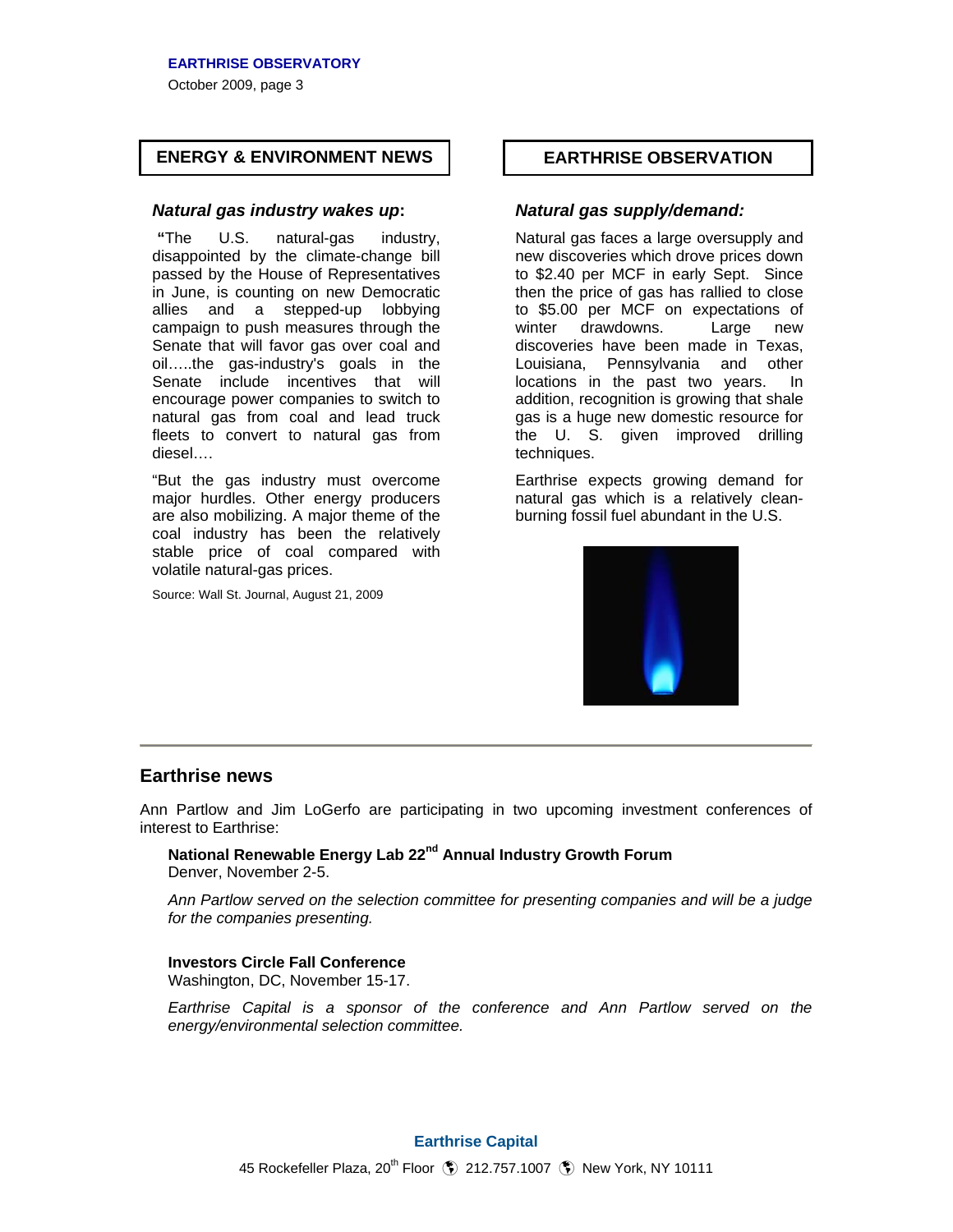## ENERGY & ENVIRONMENT NEWS

### *Natural gas industry wakes up*:

"The U.S. natural-gas industry, disappointed by the climate-change bill passed by the House of Representatives in June, is counting on new Democratic allies and a stepped-up lobbying campaign to push measures through the Senate that will favor gas over coal and oil…..the gas-industry's goals in the Senate include incentives that will encourage power companies to switch to natural gas from coal and lead truck fleets to convert to natural gas from diesel….

"But the gas industry must overcome major hurdles. Other energy producers are also mobilizing. A major theme of the coal industry has been the relatively stable price of coal compared with volatile natural-gas prices.

Source: Wall St. Journal, August 21, 2009

## EARTHRISE OBSERVATION

### *Natural gas supply/demand:*

Natural gas faces a large oversupply and new discoveries which drove prices down to $2.40 per MCF in early Sept. Since then the price of gas has rallied to close to $5.00 per MCF on expectations of winter drawdowns. Large new discoveries have been made in Texas, Louisiana, Pennsylvania and other locations in the past two years. In addition, recognition is growing that shale gas is a huge new domestic resource for the U. S. given improved drilling techniques.

Earthrise expects growing demand for natural gas which is a relatively clean-burning fossil fuel abundant in the U.S.

---

## Earthrise news

Ann Partlow and Jim LoGerfo are participating in two upcoming investment conferences of interest to Earthrise:

**National Renewable Energy Lab 22nd Annual Industry Growth Forum**
Denver, November 2-5.

*Ann Partlow served on the selection committee for presenting companies and will be a judge for the companies presenting.*

**Investors Circle Fall Conference**
Washington, DC, November 15-17.

*Earthrise Capital is a sponsor of the conference and Ann Partlow served on the energy/environmental selection committee.*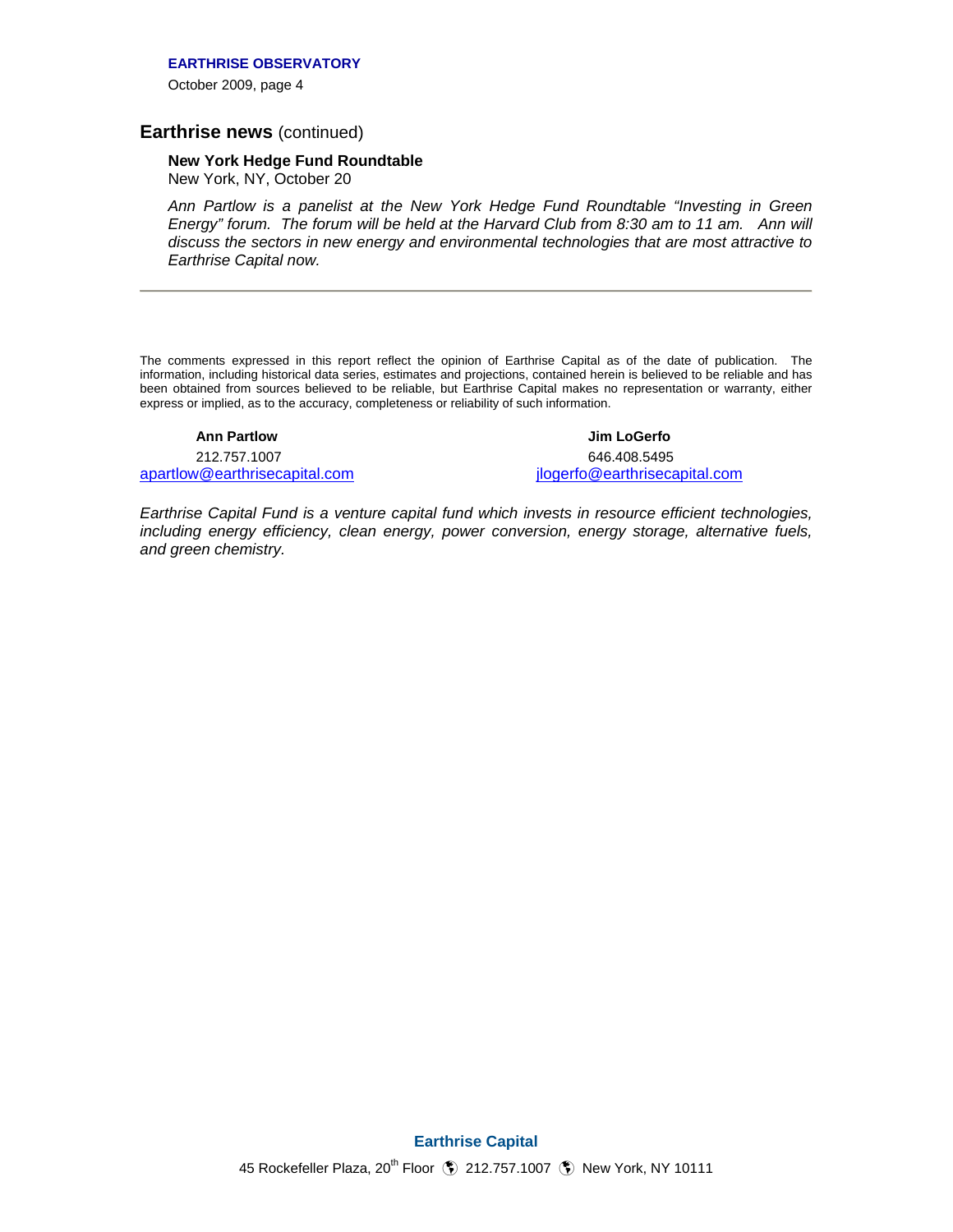## Earthrise news (continued)

**New York Hedge Fund Roundtable**
New York, NY, October 20

*Ann Partlow is a panelist at the New York Hedge Fund Roundtable "Investing in Green Energy" forum. The forum will be held at the Harvard Club from 8:30 am to 11 am. Ann will discuss the sectors in new energy and environmental technologies that are most attractive to Earthrise Capital now.*

---

The comments expressed in this report reflect the opinion of Earthrise Capital as of the date of publication. The information, including historical data series, estimates and projections, contained herein is believed to be reliable and has been obtained from sources believed to be reliable, but Earthrise Capital makes no representation or warranty, either express or implied, as to the accuracy, completeness or reliability of such information.

**Ann Partlow**
212.757.1007
apartlow@earthrisecapital.com

**Jim LoGerfo**
646.408.5495
jlogerfo@earthrisecapital.com

*Earthrise Capital Fund is a venture capital fund which invests in resource efficient technologies, including energy efficiency, clean energy, power conversion, energy storage, alternative fuels, and green chemistry.*